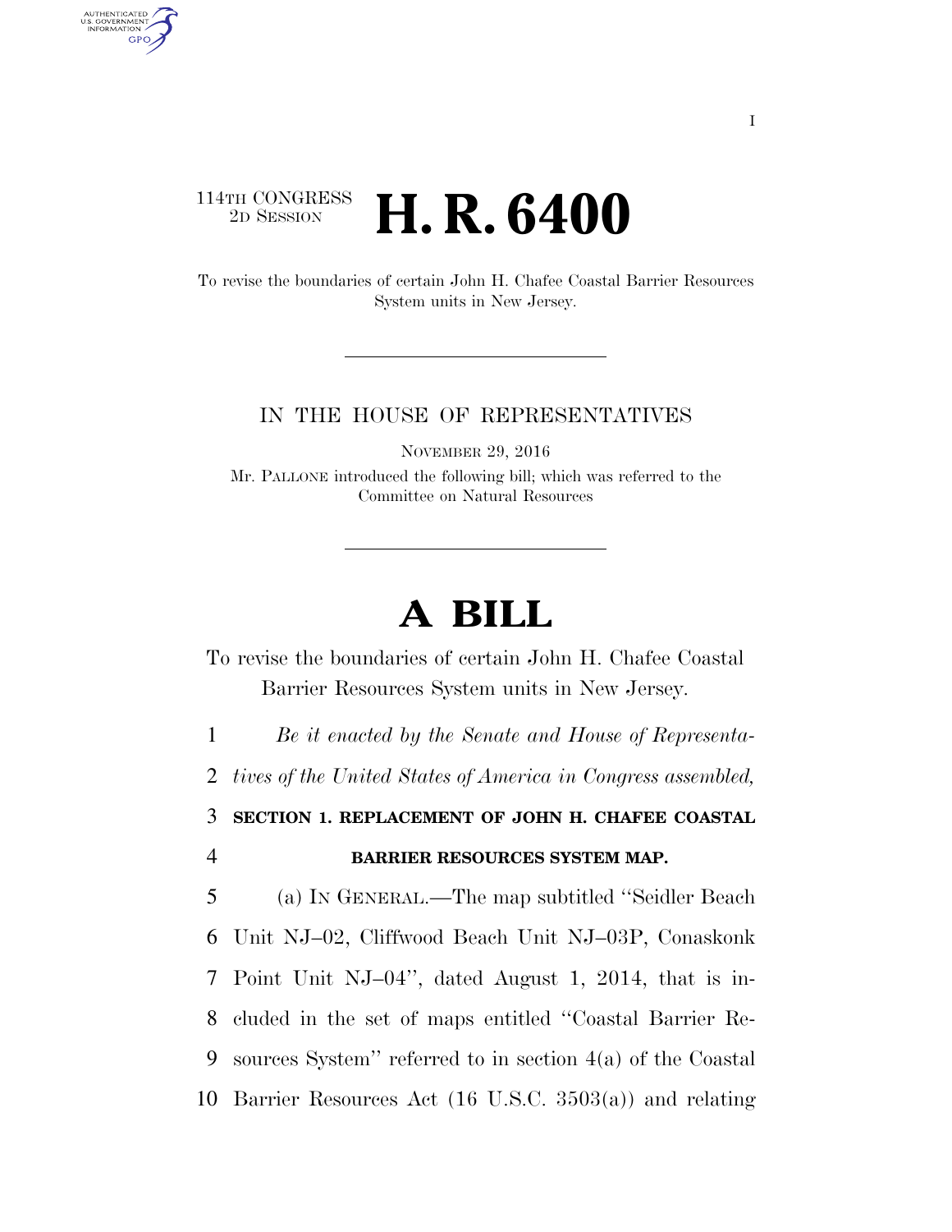114TH CONGRESS
2D SESSION

# H. R. 6400

To revise the boundaries of certain John H. Chafee Coastal Barrier Resources System units in New Jersey.

IN THE HOUSE OF REPRESENTATIVES

NOVEMBER 29, 2016

Mr. PALLONE introduced the following bill; which was referred to the Committee on Natural Resources

# A BILL

To revise the boundaries of certain John H. Chafee Coastal Barrier Resources System units in New Jersey.

*Be it enacted by the Senate and House of Representatives of the United States of America in Congress assembled,*

**SECTION 1. REPLACEMENT OF JOHN H. CHAFEE COASTAL BARRIER RESOURCES SYSTEM MAP.**

(a) IN GENERAL.—The map subtitled ''Seidler Beach Unit NJ–02, Cliffwood Beach Unit NJ–03P, Conaskonk Point Unit NJ–04'', dated August 1, 2014, that is included in the set of maps entitled ''Coastal Barrier Resources System'' referred to in section 4(a) of the Coastal Barrier Resources Act (16 U.S.C. 3503(a)) and relating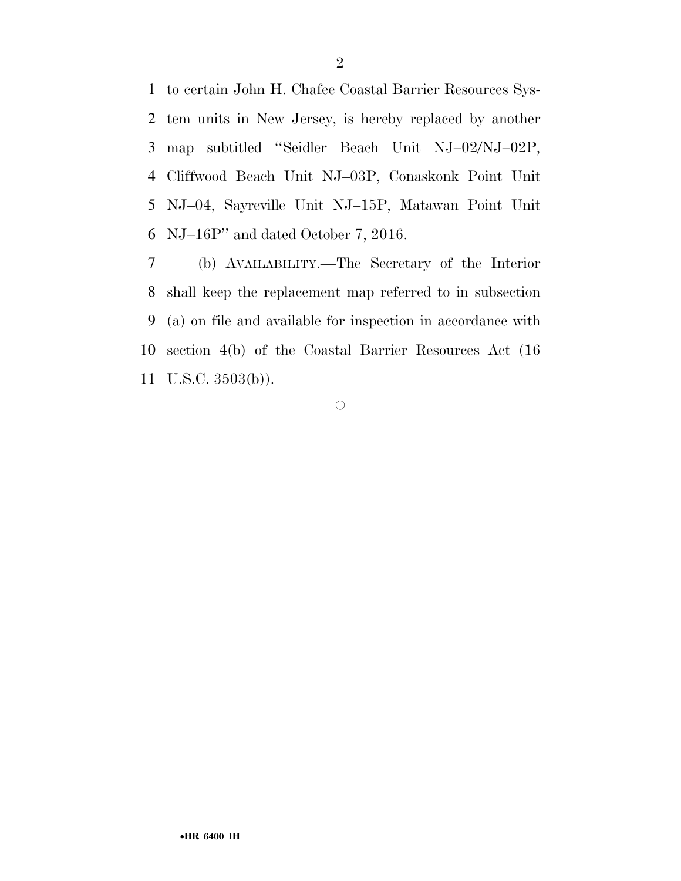to certain John H. Chafee Coastal Barrier Resources System units in New Jersey, is hereby replaced by another map subtitled ''Seidler Beach Unit NJ–02/NJ–02P, Cliffwood Beach Unit NJ–03P, Conaskonk Point Unit NJ–04, Sayreville Unit NJ–15P, Matawan Point Unit NJ–16P'' and dated October 7, 2016.

(b) AVAILABILITY.—The Secretary of the Interior shall keep the replacement map referred to in subsection (a) on file and available for inspection in accordance with section 4(b) of the Coastal Barrier Resources Act (16 U.S.C. 3503(b)).